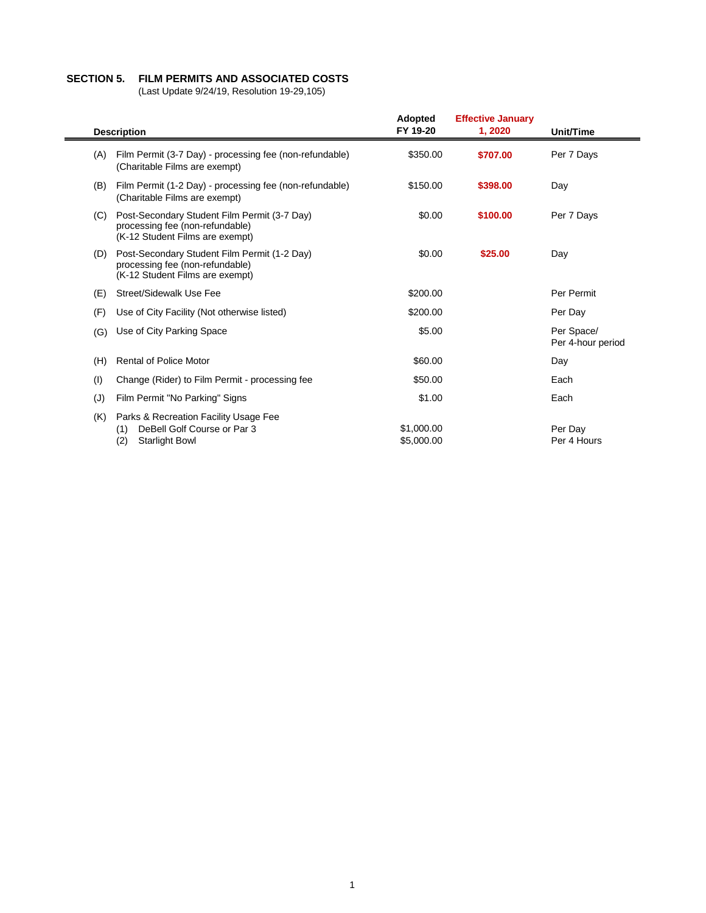## SECTION 5. FILM PERMITS AND ASSOCIATED COSTS

(Last Update 9/24/19, Resolution 19-29,105)

| | Description | Adopted FY 19-20 | Effective January 1, 2020 | Unit/Time |
|---|---|---|---|---|
| (A) | Film Permit (3-7 Day) - processing fee (non-refundable)<br>(Charitable Films are exempt) | $350.00 | **$707.00** | Per 7 Days |
| (B) | Film Permit (1-2 Day) - processing fee (non-refundable)<br>(Charitable Films are exempt) | $150.00 | **$398.00** | Day |
| (C) | Post-Secondary Student Film Permit (3-7 Day)<br>processing fee (non-refundable)<br>(K-12 Student Films are exempt) | $0.00 | **$100.00** | Per 7 Days |
| (D) | Post-Secondary Student Film Permit (1-2 Day)<br>processing fee (non-refundable)<br>(K-12 Student Films are exempt) | $0.00 | **$25.00** | Day |
| (E) | Street/Sidewalk Use Fee | $200.00 | | Per Permit |
| (F) | Use of City Facility (Not otherwise listed) | $200.00 | | Per Day |
| (G) | Use of City Parking Space | $5.00 | | Per Space/<br>Per 4-hour period |
| (H) | Rental of Police Motor | $60.00 | | Day |
| (I) | Change (Rider) to Film Permit - processing fee | $50.00 | | Each |
| (J) | Film Permit "No Parking" Signs | $1.00 | | Each |
| (K) | Parks & Recreation Facility Usage Fee | | | |
| | (1) DeBell Golf Course or Par 3 | $1,000.00 | | Per Day |
| | (2) Starlight Bowl | $5,000.00 | | Per 4 Hours |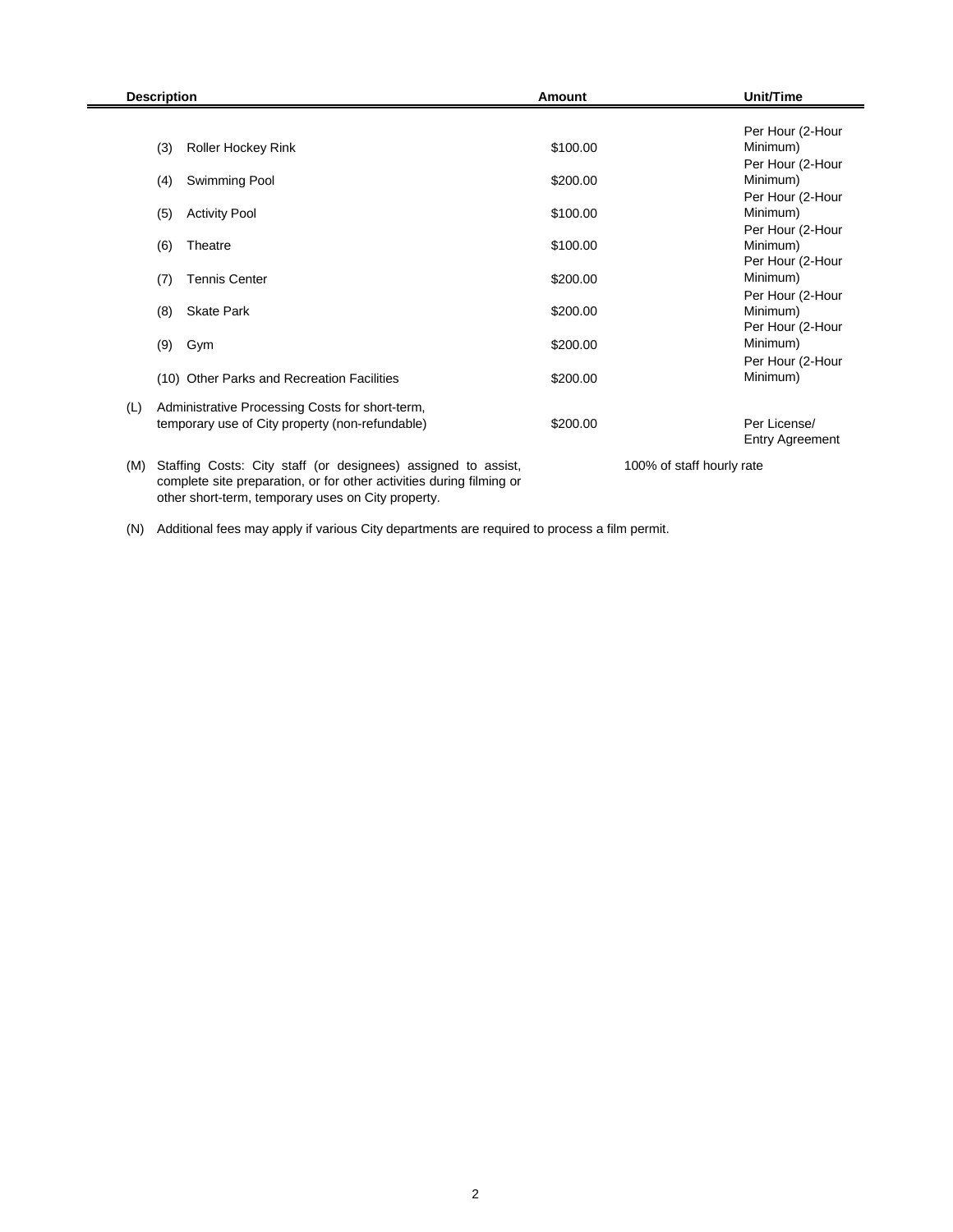| Description | Amount | Unit/Time |
|---|---|---|
| (3) Roller Hockey Rink | $100.00 | Per Hour (2-Hour Minimum) |
| (4) Swimming Pool | $200.00 | Per Hour (2-Hour Minimum) |
| (5) Activity Pool | $100.00 | Per Hour (2-Hour Minimum) |
| (6) Theatre | $100.00 | Per Hour (2-Hour Minimum) |
| (7) Tennis Center | $200.00 | Per Hour (2-Hour Minimum) |
| (8) Skate Park | $200.00 | Per Hour (2-Hour Minimum) |
| (9) Gym | $200.00 | Per Hour (2-Hour Minimum) |
| (10) Other Parks and Recreation Facilities | $200.00 | Per Hour (2-Hour Minimum) |
| (L) Administrative Processing Costs for short-term, temporary use of City property (non-refundable) | $200.00 | Per License/ Entry Agreement |
| (M) Staffing Costs: City staff (or designees) assigned to assist, complete site preparation, or for other activities during filming or other short-term, temporary uses on City property. | 100% of staff hourly rate | |

(N) Additional fees may apply if various City departments are required to process a film permit.